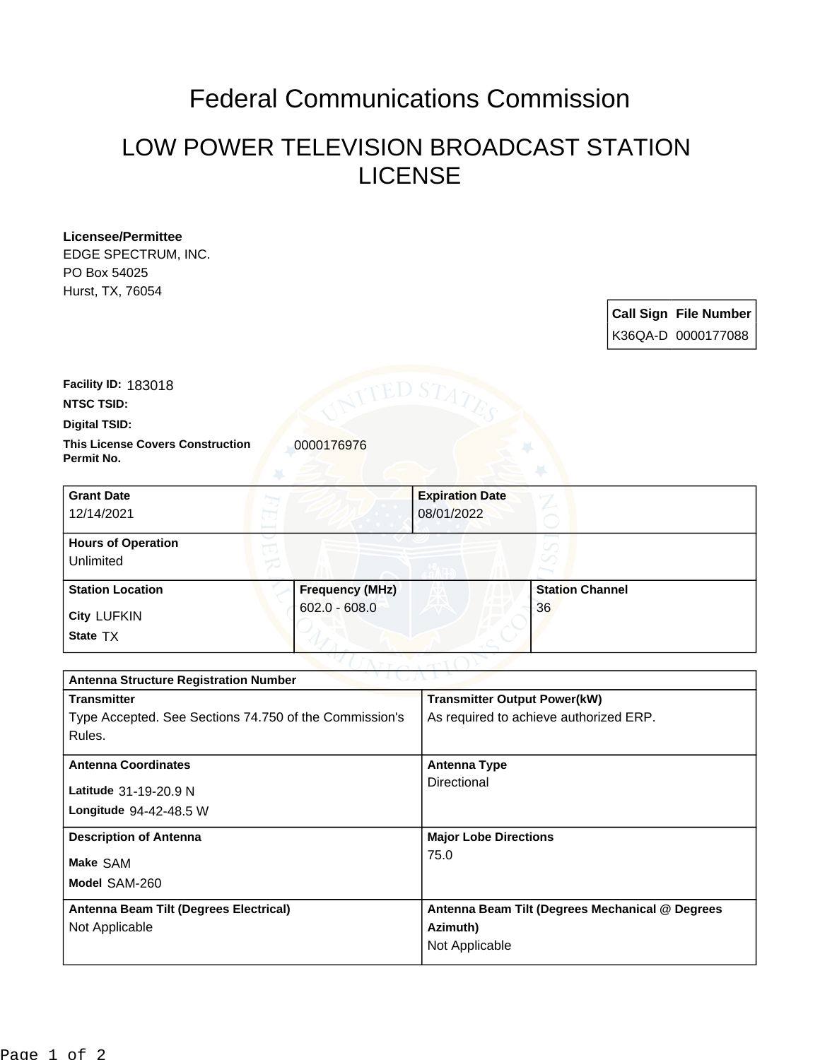# Federal Communications Commission

## LOW POWER TELEVISION BROADCAST STATION LICENSE

**Licensee/Permittee**
EDGE SPECTRUM, INC.
PO Box 54025
Hurst, TX, 76054

| Call Sign | File Number |
| --- | --- |
| K36QA-D | 0000177088 |

**Facility ID:** 183018

**NTSC TSID:**

**Digital TSID:**

**This License Covers Construction Permit No.** 0000176976

| Grant Date | Expiration Date | |
| --- | --- | --- |
| 12/14/2021 | 08/01/2022 | |
| **Hours of Operation** | | |
| Unlimited | | |
| **Station Location** | **Frequency (MHz)** | **Station Channel** |
| City LUFKIN<br>State TX | 602.0 - 608.0 | 36 |

| Antenna Structure Registration Number | |
| --- | --- |
| **Transmitter** | **Transmitter Output Power(kW)** |
| Type Accepted. See Sections 74.750 of the Commission's Rules. | As required to achieve authorized ERP. |
| **Antenna Coordinates** | **Antenna Type** |
| Latitude 31-19-20.9 N<br>Longitude 94-42-48.5 W | Directional |
| **Description of Antenna** | **Major Lobe Directions** |
| Make SAM<br>Model SAM-260 | 75.0 |
| **Antenna Beam Tilt (Degrees Electrical)** | **Antenna Beam Tilt (Degrees Mechanical @ Degrees Azimuth)** |
| Not Applicable | Not Applicable |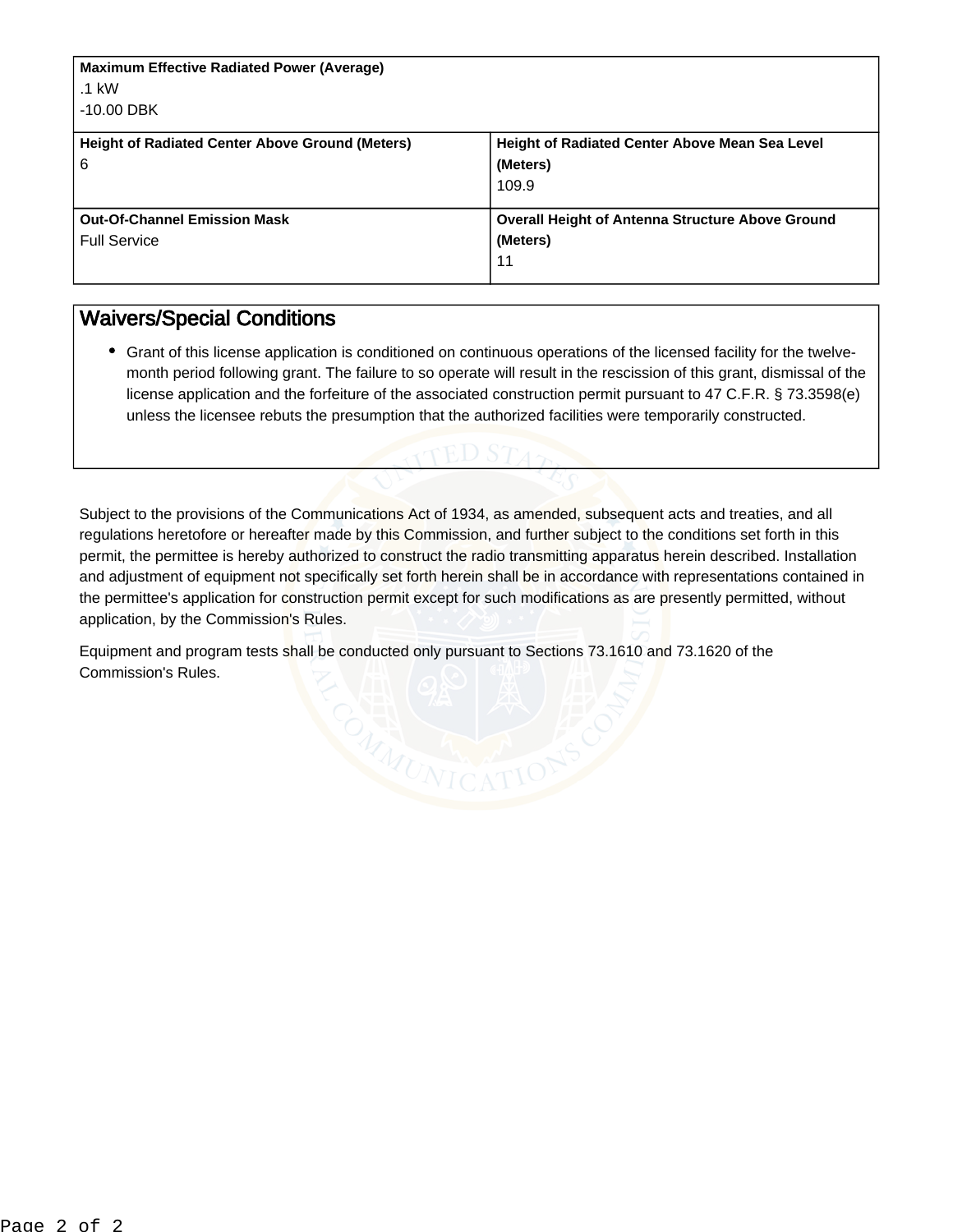| | |
|---|---|
| **Maximum Effective Radiated Power (Average)**<br>.1 kW<br>-10.00 DBK | |
| **Height of Radiated Center Above Ground (Meters)**<br>6 | **Height of Radiated Center Above Mean Sea Level (Meters)**<br>109.9 |
| **Out-Of-Channel Emission Mask**<br>Full Service | **Overall Height of Antenna Structure Above Ground (Meters)**<br>11 |

## Waivers/Special Conditions

- Grant of this license application is conditioned on continuous operations of the licensed facility for the twelve-month period following grant. The failure to so operate will result in the rescission of this grant, dismissal of the license application and the forfeiture of the associated construction permit pursuant to 47 C.F.R. § 73.3598(e) unless the licensee rebuts the presumption that the authorized facilities were temporarily constructed.

Subject to the provisions of the Communications Act of 1934, as amended, subsequent acts and treaties, and all regulations heretofore or hereafter made by this Commission, and further subject to the conditions set forth in this permit, the permittee is hereby authorized to construct the radio transmitting apparatus herein described. Installation and adjustment of equipment not specifically set forth herein shall be in accordance with representations contained in the permittee's application for construction permit except for such modifications as are presently permitted, without application, by the Commission's Rules.

Equipment and program tests shall be conducted only pursuant to Sections 73.1610 and 73.1620 of the Commission's Rules.